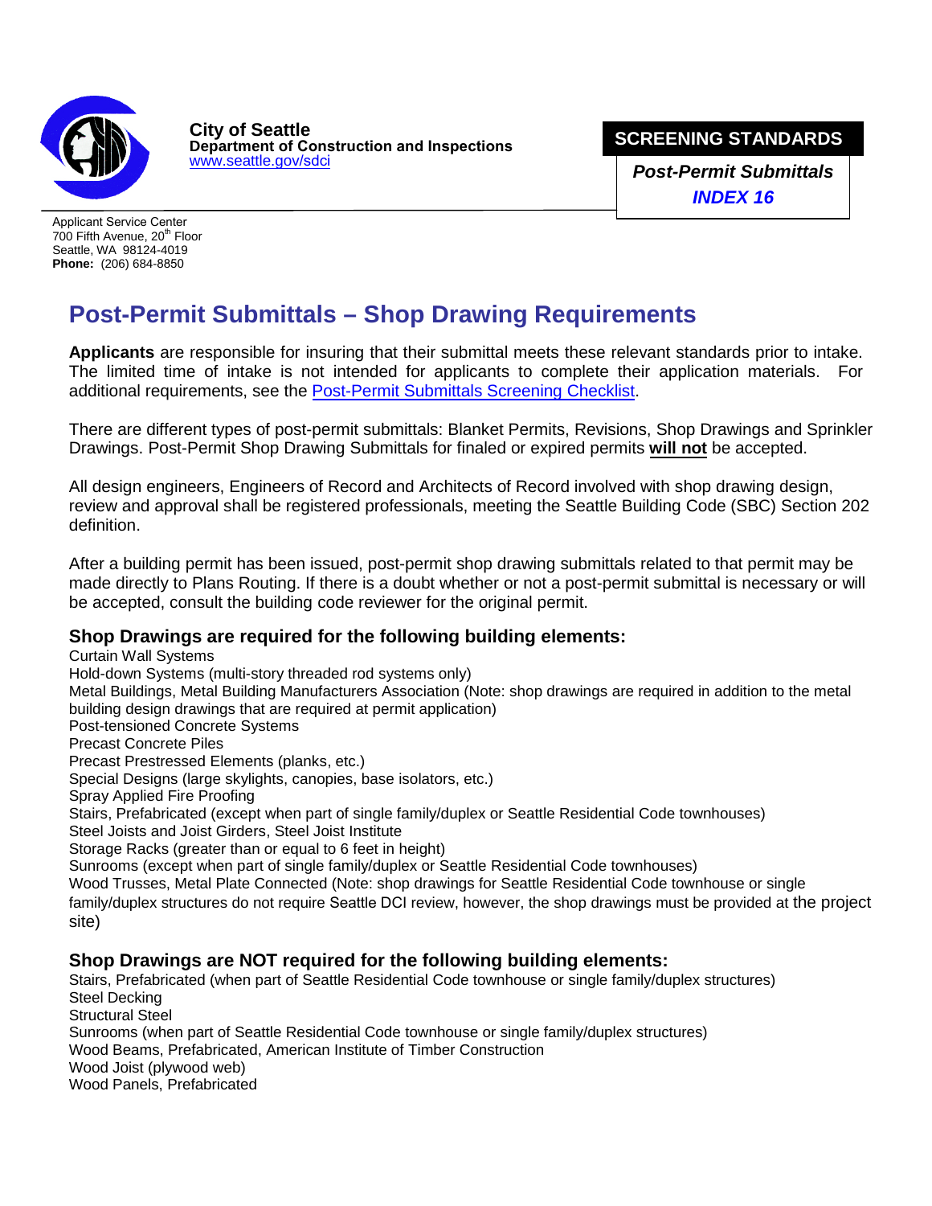**City of Seattle**
**Department of Construction and Inspections**
[www.seattle.gov/sdci](http://www.seattle.gov/sdci)

**SCREENING STANDARDS**

***Post-Permit Submittals***
***INDEX 16***

Applicant Service Center
700 Fifth Avenue, 20th Floor
Seattle, WA 98124-4019
**Phone:** (206) 684-8850

# Post-Permit Submittals – Shop Drawing Requirements

**Applicants** are responsible for insuring that their submittal meets these relevant standards prior to intake. The limited time of intake is not intended for applicants to complete their application materials. For additional requirements, see the Post-Permit Submittals Screening Checklist.

There are different types of post-permit submittals: Blanket Permits, Revisions, Shop Drawings and Sprinkler Drawings. Post-Permit Shop Drawing Submittals for finaled or expired permits **will not** be accepted.

All design engineers, Engineers of Record and Architects of Record involved with shop drawing design, review and approval shall be registered professionals, meeting the Seattle Building Code (SBC) Section 202 definition.

After a building permit has been issued, post-permit shop drawing submittals related to that permit may be made directly to Plans Routing. If there is a doubt whether or not a post-permit submittal is necessary or will be accepted, consult the building code reviewer for the original permit.

### Shop Drawings are required for the following building elements:

Curtain Wall Systems
Hold-down Systems (multi-story threaded rod systems only)
Metal Buildings, Metal Building Manufacturers Association (Note: shop drawings are required in addition to the metal building design drawings that are required at permit application)
Post-tensioned Concrete Systems
Precast Concrete Piles
Precast Prestressed Elements (planks, etc.)
Special Designs (large skylights, canopies, base isolators, etc.)
Spray Applied Fire Proofing
Stairs, Prefabricated (except when part of single family/duplex or Seattle Residential Code townhouses)
Steel Joists and Joist Girders, Steel Joist Institute
Storage Racks (greater than or equal to 6 feet in height)
Sunrooms (except when part of single family/duplex or Seattle Residential Code townhouses)
Wood Trusses, Metal Plate Connected (Note: shop drawings for Seattle Residential Code townhouse or single family/duplex structures do not require Seattle DCI review, however, the shop drawings must be provided at the project site)

### Shop Drawings are NOT required for the following building elements:

Stairs, Prefabricated (when part of Seattle Residential Code townhouse or single family/duplex structures)
Steel Decking
Structural Steel
Sunrooms (when part of Seattle Residential Code townhouse or single family/duplex structures)
Wood Beams, Prefabricated, American Institute of Timber Construction
Wood Joist (plywood web)
Wood Panels, Prefabricated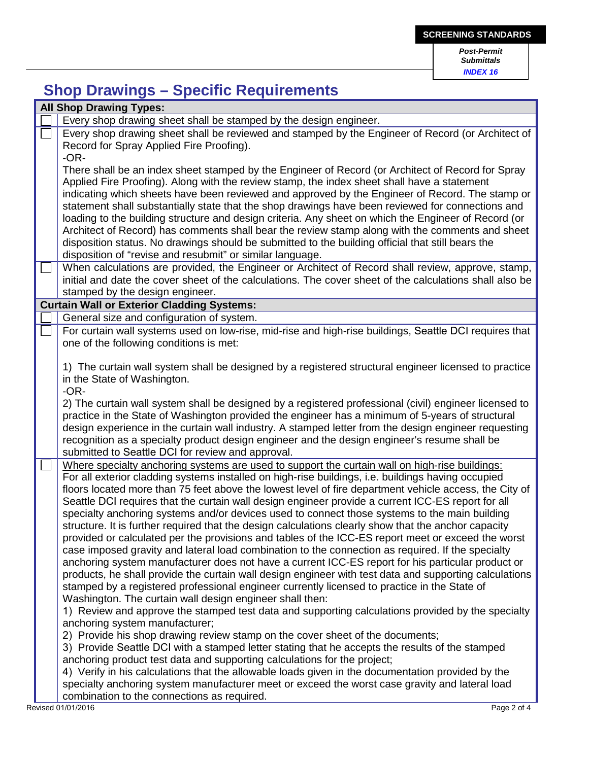# Shop Drawings – Specific Requirements

| | All Shop Drawing Types: |
|---|---|
| ☐ | Every shop drawing sheet shall be stamped by the design engineer. |
| ☐ | Every shop drawing sheet shall be reviewed and stamped by the Engineer of Record (or Architect of Record for Spray Applied Fire Proofing).<br>-OR-<br>There shall be an index sheet stamped by the Engineer of Record (or Architect of Record for Spray Applied Fire Proofing). Along with the review stamp, the index sheet shall have a statement indicating which sheets have been reviewed and approved by the Engineer of Record. The stamp or statement shall substantially state that the shop drawings have been reviewed for connections and loading to the building structure and design criteria. Any sheet on which the Engineer of Record (or Architect of Record) has comments shall bear the review stamp along with the comments and sheet disposition status. No drawings should be submitted to the building official that still bears the disposition of "revise and resubmit" or similar language. |
| ☐ | When calculations are provided, the Engineer or Architect of Record shall review, approve, stamp, initial and date the cover sheet of the calculations. The cover sheet of the calculations shall also be stamped by the design engineer. |
| | **Curtain Wall or Exterior Cladding Systems:** |
| ☐ | General size and configuration of system. |
| ☐ | For curtain wall systems used on low-rise, mid-rise and high-rise buildings, Seattle DCI requires that one of the following conditions is met:<br><br>1) The curtain wall system shall be designed by a registered structural engineer licensed to practice in the State of Washington.<br>-OR-<br>2) The curtain wall system shall be designed by a registered professional (civil) engineer licensed to practice in the State of Washington provided the engineer has a minimum of 5-years of structural design experience in the curtain wall industry. A stamped letter from the design engineer requesting recognition as a specialty product design engineer and the design engineer's resume shall be submitted to Seattle DCI for review and approval. |
| ☐ | <u>Where specialty anchoring systems are used to support the curtain wall on high-rise buildings:</u><br>For all exterior cladding systems installed on high-rise buildings, i.e. buildings having occupied floors located more than 75 feet above the lowest level of fire department vehicle access, the City of Seattle DCI requires that the curtain wall design engineer provide a current ICC-ES report for all specialty anchoring systems and/or devices used to connect those systems to the main building structure. It is further required that the design calculations clearly show that the anchor capacity provided or calculated per the provisions and tables of the ICC-ES report meet or exceed the worst case imposed gravity and lateral load combination to the connection as required. If the specialty anchoring system manufacturer does not have a current ICC-ES report for his particular product or products, he shall provide the curtain wall design engineer with test data and supporting calculations stamped by a registered professional engineer currently licensed to practice in the State of Washington. The curtain wall design engineer shall then:<br>1) Review and approve the stamped test data and supporting calculations provided by the specialty anchoring system manufacturer;<br>2) Provide his shop drawing review stamp on the cover sheet of the documents;<br>3) Provide Seattle DCI with a stamped letter stating that he accepts the results of the stamped anchoring product test data and supporting calculations for the project;<br>4) Verify in his calculations that the allowable loads given in the documentation provided by the specialty anchoring system manufacturer meet or exceed the worst case gravity and lateral load combination to the connections as required. |

Revised 01/01/2016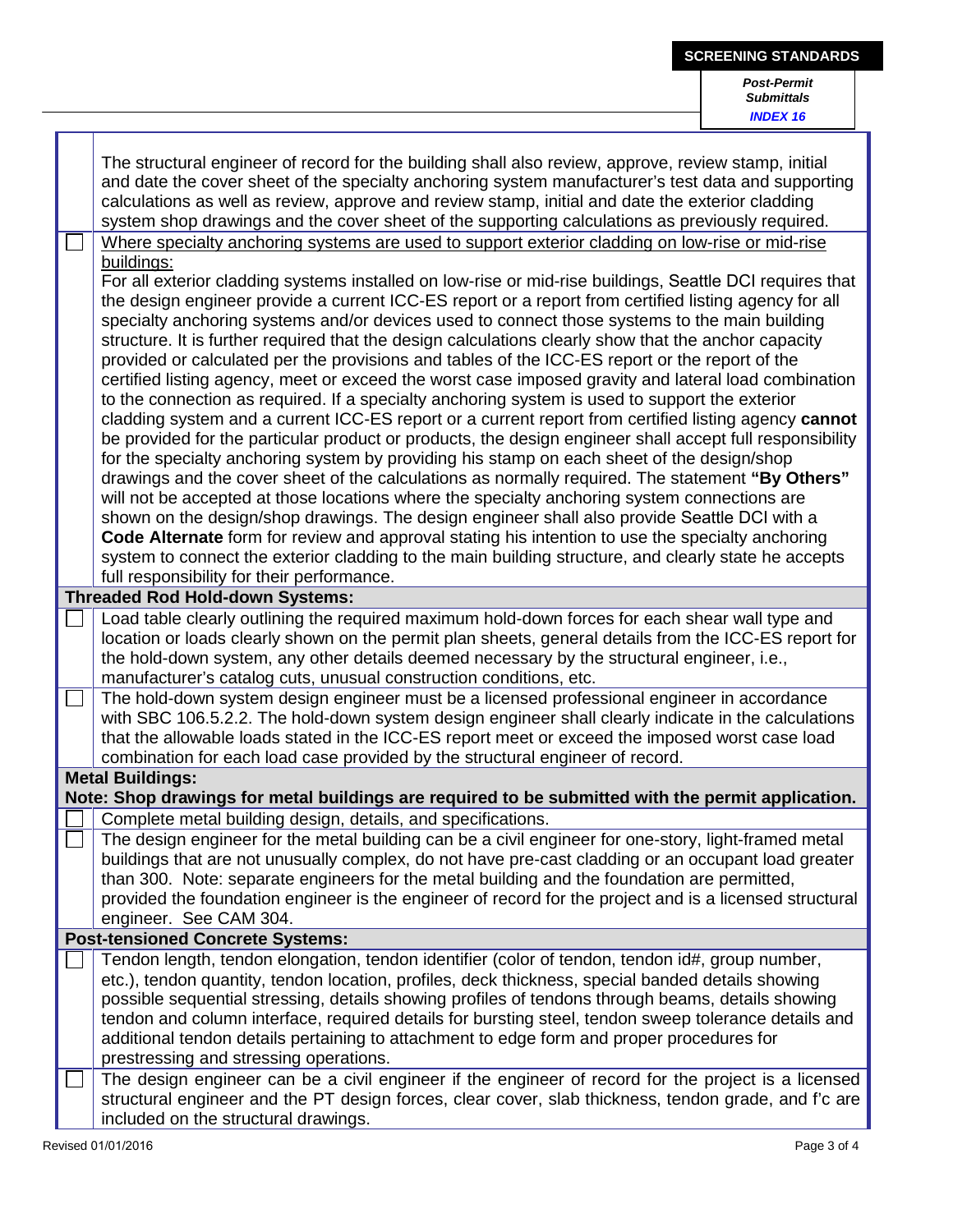| | |
|---|---|
| | The structural engineer of record for the building shall also review, approve, review stamp, initial and date the cover sheet of the specialty anchoring system manufacturer's test data and supporting calculations as well as review, approve and review stamp, initial and date the exterior cladding system shop drawings and the cover sheet of the supporting calculations as previously required. |
| ☐ | Where specialty anchoring systems are used to support exterior cladding on low-rise or mid-rise buildings: For all exterior cladding systems installed on low-rise or mid-rise buildings, Seattle DCI requires that the design engineer provide a current ICC-ES report or a report from certified listing agency for all specialty anchoring systems and/or devices used to connect those systems to the main building structure. It is further required that the design calculations clearly show that the anchor capacity provided or calculated per the provisions and tables of the ICC-ES report or the report of the certified listing agency, meet or exceed the worst case imposed gravity and lateral load combination to the connection as required. If a specialty anchoring system is used to support the exterior cladding system and a current ICC-ES report or a current report from certified listing agency **cannot** be provided for the particular product or products, the design engineer shall accept full responsibility for the specialty anchoring system by providing his stamp on each sheet of the design/shop drawings and the cover sheet of the calculations as normally required. The statement **"By Others"** will not be accepted at those locations where the specialty anchoring system connections are shown on the design/shop drawings. The design engineer shall also provide Seattle DCI with a **Code Alternate** form for review and approval stating his intention to use the specialty anchoring system to connect the exterior cladding to the main building structure, and clearly state he accepts full responsibility for their performance. |
| **Threaded Rod Hold-down Systems:** | |
| ☐ | Load table clearly outlining the required maximum hold-down forces for each shear wall type and location or loads clearly shown on the permit plan sheets, general details from the ICC-ES report for the hold-down system, any other details deemed necessary by the structural engineer, i.e., manufacturer's catalog cuts, unusual construction conditions, etc. |
| ☐ | The hold-down system design engineer must be a licensed professional engineer in accordance with SBC 106.5.2.2. The hold-down system design engineer shall clearly indicate in the calculations that the allowable loads stated in the ICC-ES report meet or exceed the imposed worst case load combination for each load case provided by the structural engineer of record. |
| **Metal Buildings:** **Note: Shop drawings for metal buildings are required to be submitted with the permit application.** | |
| ☐ | Complete metal building design, details, and specifications. |
| ☐ | The design engineer for the metal building can be a civil engineer for one-story, light-framed metal buildings that are not unusually complex, do not have pre-cast cladding or an occupant load greater than 300. Note: separate engineers for the metal building and the foundation are permitted, provided the foundation engineer is the engineer of record for the project and is a licensed structural engineer. See CAM 304. |
| **Post-tensioned Concrete Systems:** | |
| ☐ | Tendon length, tendon elongation, tendon identifier (color of tendon, tendon id#, group number, etc.), tendon quantity, tendon location, profiles, deck thickness, special banded details showing possible sequential stressing, details showing profiles of tendons through beams, details showing tendon and column interface, required details for bursting steel, tendon sweep tolerance details and additional tendon details pertaining to attachment to edge form and proper procedures for prestressing and stressing operations. |
| ☐ | The design engineer can be a civil engineer if the engineer of record for the project is a licensed structural engineer and the PT design forces, clear cover, slab thickness, tendon grade, and f'c are included on the structural drawings. |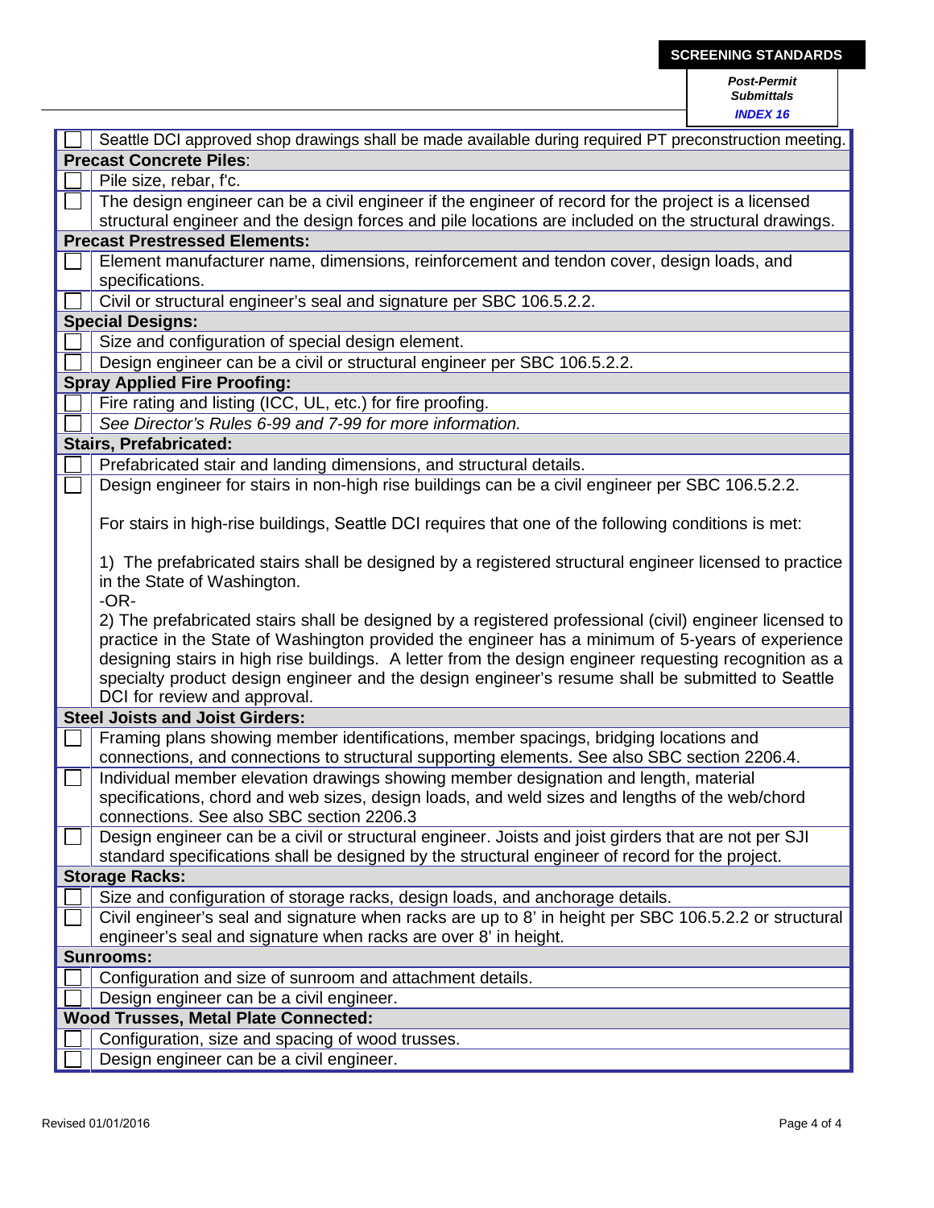| | |
|---|---|
| ☐ | Seattle DCI approved shop drawings shall be made available during required PT preconstruction meeting. |
| **Precast Concrete Piles**: | |
| ☐ | Pile size, rebar, f'c. |
| ☐ | The design engineer can be a civil engineer if the engineer of record for the project is a licensed structural engineer and the design forces and pile locations are included on the structural drawings. |
| **Precast Prestressed Elements:** | |
| ☐ | Element manufacturer name, dimensions, reinforcement and tendon cover, design loads, and specifications. |
| ☐ | Civil or structural engineer's seal and signature per SBC 106.5.2.2. |
| **Special Designs:** | |
| ☐ | Size and configuration of special design element. |
| ☐ | Design engineer can be a civil or structural engineer per SBC 106.5.2.2. |
| **Spray Applied Fire Proofing:** | |
| ☐ | Fire rating and listing (ICC, UL, etc.) for fire proofing. |
| ☐ | *See Director's Rules 6-99 and 7-99 for more information.* |
| **Stairs, Prefabricated:** | |
| ☐ | Prefabricated stair and landing dimensions, and structural details. |
| ☐ | Design engineer for stairs in non-high rise buildings can be a civil engineer per SBC 106.5.2.2.<br><br>For stairs in high-rise buildings, Seattle DCI requires that one of the following conditions is met:<br><br>1) The prefabricated stairs shall be designed by a registered structural engineer licensed to practice in the State of Washington.<br>-OR-<br>2) The prefabricated stairs shall be designed by a registered professional (civil) engineer licensed to practice in the State of Washington provided the engineer has a minimum of 5-years of experience designing stairs in high rise buildings. A letter from the design engineer requesting recognition as a specialty product design engineer and the design engineer's resume shall be submitted to Seattle DCI for review and approval. |
| **Steel Joists and Joist Girders:** | |
| ☐ | Framing plans showing member identifications, member spacings, bridging locations and connections, and connections to structural supporting elements. See also SBC section 2206.4. |
| ☐ | Individual member elevation drawings showing member designation and length, material specifications, chord and web sizes, design loads, and weld sizes and lengths of the web/chord connections. See also SBC section 2206.3 |
| ☐ | Design engineer can be a civil or structural engineer. Joists and joist girders that are not per SJI standard specifications shall be designed by the structural engineer of record for the project. |
| **Storage Racks:** | |
| ☐ | Size and configuration of storage racks, design loads, and anchorage details. |
| ☐ | Civil engineer's seal and signature when racks are up to 8' in height per SBC 106.5.2.2 or structural engineer's seal and signature when racks are over 8' in height. |
| **Sunrooms:** | |
| ☐ | Configuration and size of sunroom and attachment details. |
| ☐ | Design engineer can be a civil engineer. |
| **Wood Trusses, Metal Plate Connected:** | |
| ☐ | Configuration, size and spacing of wood trusses. |
| ☐ | Design engineer can be a civil engineer. |

Revised 01/01/2016